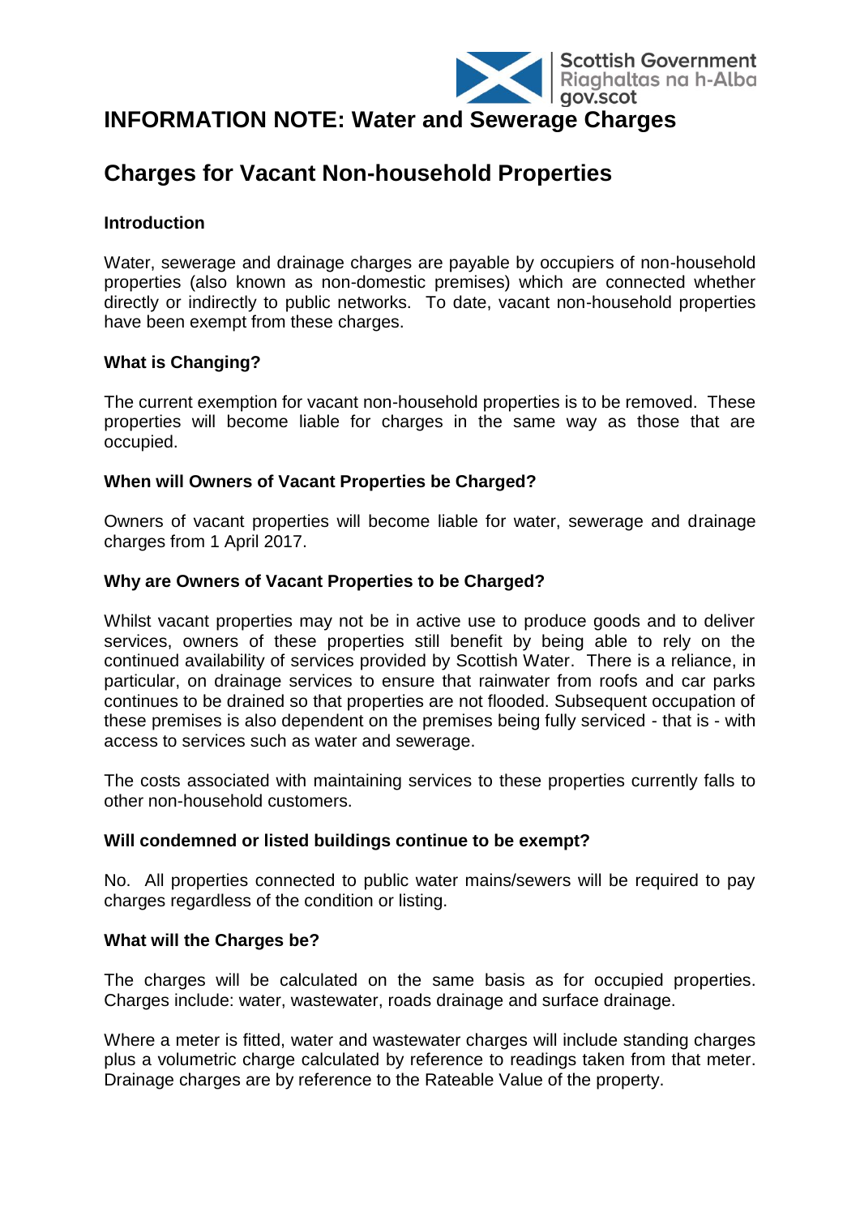Scottish Government
Riaghaltas na h-Alba
gov.scot

# INFORMATION NOTE: Water and Sewerage Charges

## Charges for Vacant Non-household Properties

### Introduction

Water, sewerage and drainage charges are payable by occupiers of non-household properties (also known as non-domestic premises) which are connected whether directly or indirectly to public networks. To date, vacant non-household properties have been exempt from these charges.

### What is Changing?

The current exemption for vacant non-household properties is to be removed. These properties will become liable for charges in the same way as those that are occupied.

### When will Owners of Vacant Properties be Charged?

Owners of vacant properties will become liable for water, sewerage and drainage charges from 1 April 2017.

### Why are Owners of Vacant Properties to be Charged?

Whilst vacant properties may not be in active use to produce goods and to deliver services, owners of these properties still benefit by being able to rely on the continued availability of services provided by Scottish Water. There is a reliance, in particular, on drainage services to ensure that rainwater from roofs and car parks continues to be drained so that properties are not flooded. Subsequent occupation of these premises is also dependent on the premises being fully serviced - that is - with access to services such as water and sewerage.

The costs associated with maintaining services to these properties currently falls to other non-household customers.

### Will condemned or listed buildings continue to be exempt?

No. All properties connected to public water mains/sewers will be required to pay charges regardless of the condition or listing.

### What will the Charges be?

The charges will be calculated on the same basis as for occupied properties. Charges include: water, wastewater, roads drainage and surface drainage.

Where a meter is fitted, water and wastewater charges will include standing charges plus a volumetric charge calculated by reference to readings taken from that meter. Drainage charges are by reference to the Rateable Value of the property.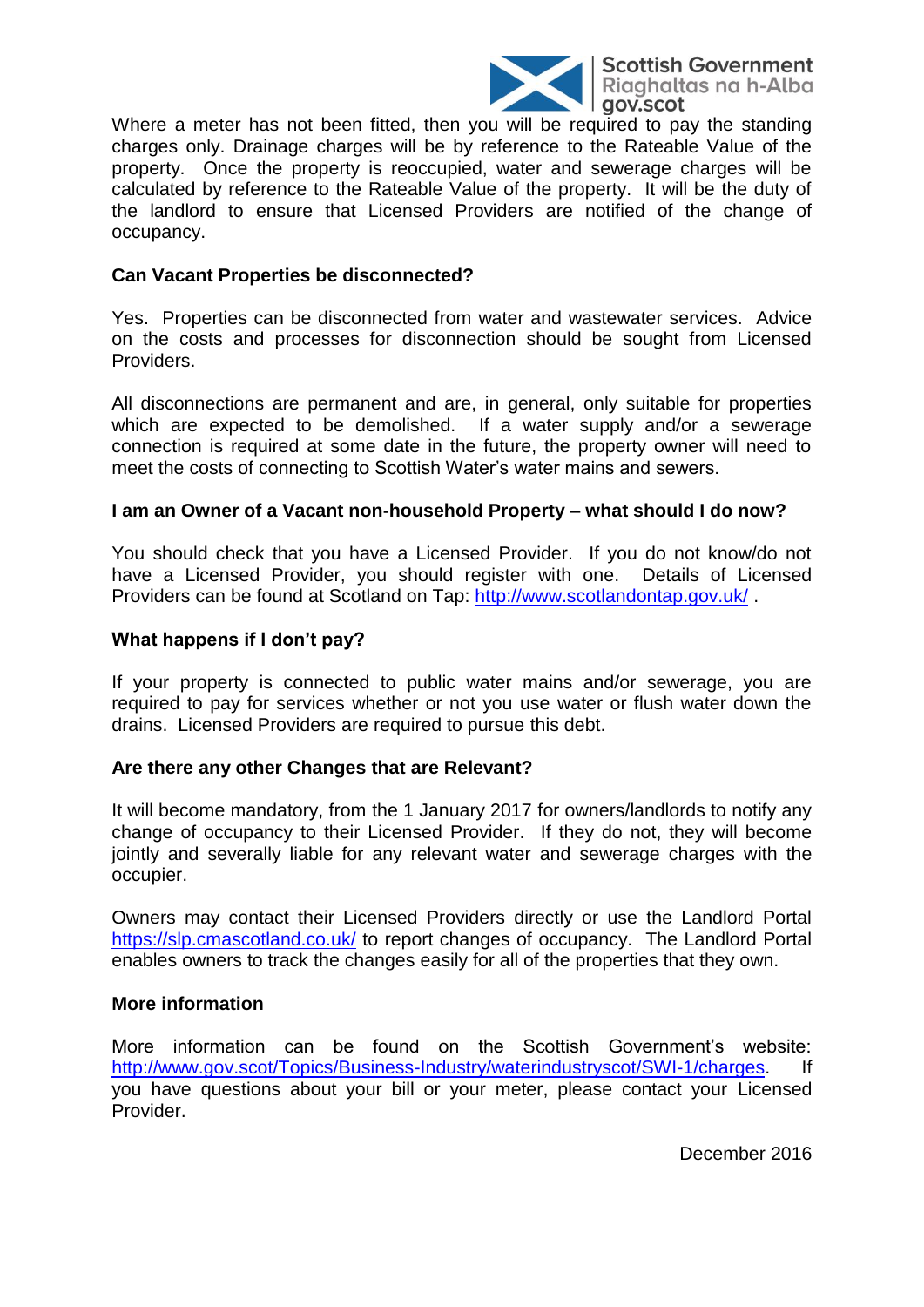Where a meter has not been fitted, then you will be required to pay the standing charges only. Drainage charges will be by reference to the Rateable Value of the property. Once the property is reoccupied, water and sewerage charges will be calculated by reference to the Rateable Value of the property. It will be the duty of the landlord to ensure that Licensed Providers are notified of the change of occupancy.

**Can Vacant Properties be disconnected?**

Yes. Properties can be disconnected from water and wastewater services. Advice on the costs and processes for disconnection should be sought from Licensed Providers.

All disconnections are permanent and are, in general, only suitable for properties which are expected to be demolished. If a water supply and/or a sewerage connection is required at some date in the future, the property owner will need to meet the costs of connecting to Scottish Water's water mains and sewers.

**I am an Owner of a Vacant non-household Property – what should I do now?**

You should check that you have a Licensed Provider. If you do not know/do not have a Licensed Provider, you should register with one. Details of Licensed Providers can be found at Scotland on Tap: http://www.scotlandontap.gov.uk/ .

**What happens if I don't pay?**

If your property is connected to public water mains and/or sewerage, you are required to pay for services whether or not you use water or flush water down the drains. Licensed Providers are required to pursue this debt.

**Are there any other Changes that are Relevant?**

It will become mandatory, from the 1 January 2017 for owners/landlords to notify any change of occupancy to their Licensed Provider. If they do not, they will become jointly and severally liable for any relevant water and sewerage charges with the occupier.

Owners may contact their Licensed Providers directly or use the Landlord Portal https://slp.cmascotland.co.uk/ to report changes of occupancy. The Landlord Portal enables owners to track the changes easily for all of the properties that they own.

**More information**

More information can be found on the Scottish Government's website: http://www.gov.scot/Topics/Business-Industry/waterindustryscot/SWI-1/charges. If you have questions about your bill or your meter, please contact your Licensed Provider.

December 2016